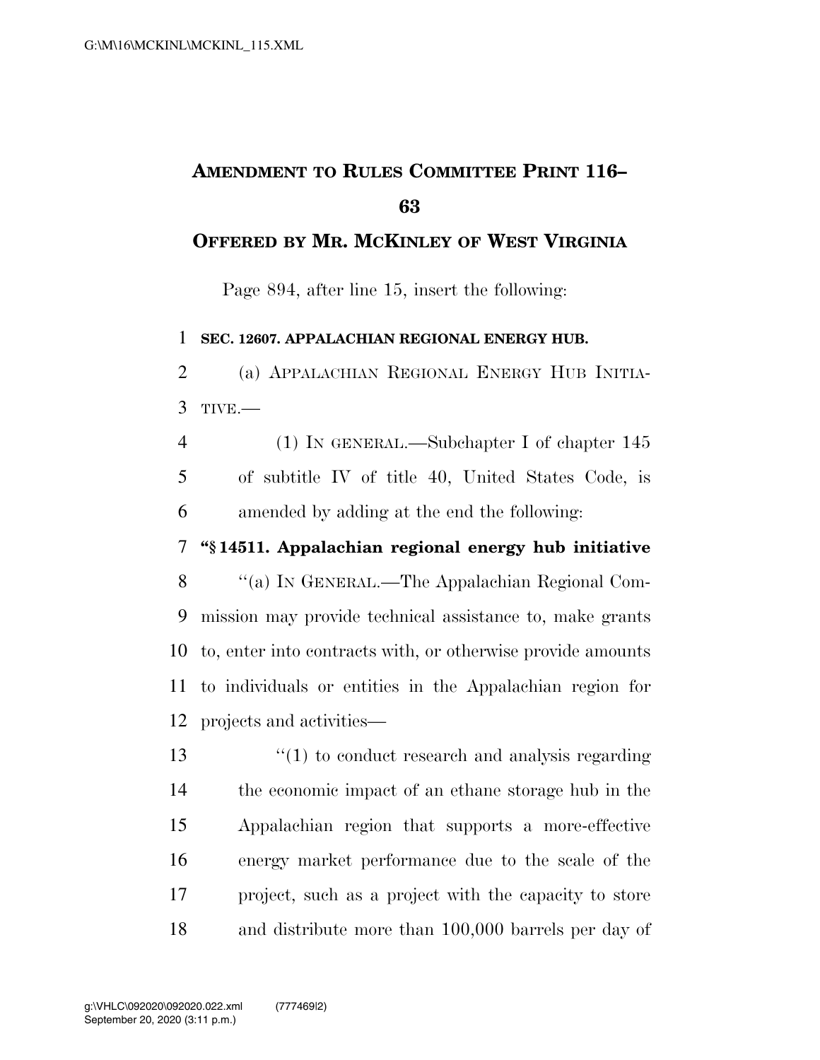# AMENDMENT TO RULES COMMITTEE PRINT 116–63

## OFFERED BY MR. MCKINLEY OF WEST VIRGINIA

Page 894, after line 15, insert the following:

**SEC. 12607. APPALACHIAN REGIONAL ENERGY HUB.**

(a) APPALACHIAN REGIONAL ENERGY HUB INITIATIVE.—

(1) IN GENERAL.—Subchapter I of chapter 145 of subtitle IV of title 40, United States Code, is amended by adding at the end the following:

**"§ 14511. Appalachian regional energy hub initiative**

"(a) IN GENERAL.—The Appalachian Regional Commission may provide technical assistance to, make grants to, enter into contracts with, or otherwise provide amounts to individuals or entities in the Appalachian region for projects and activities—

"(1) to conduct research and analysis regarding the economic impact of an ethane storage hub in the Appalachian region that supports a more-effective energy market performance due to the scale of the project, such as a project with the capacity to store and distribute more than 100,000 barrels per day of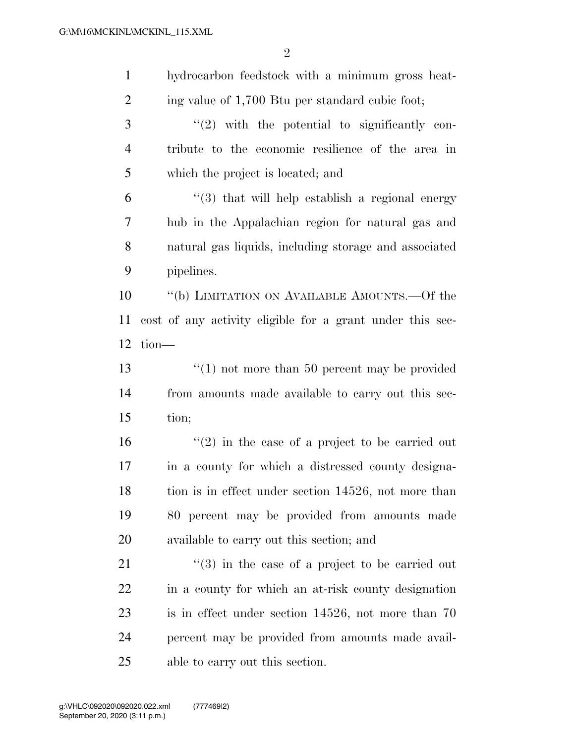hydrocarbon feedstock with a minimum gross heating value of 1,700 Btu per standard cubic foot;

"(2) with the potential to significantly contribute to the economic resilience of the area in which the project is located; and

"(3) that will help establish a regional energy hub in the Appalachian region for natural gas and natural gas liquids, including storage and associated pipelines.

"(b) LIMITATION ON AVAILABLE AMOUNTS.—Of the cost of any activity eligible for a grant under this section—

"(1) not more than 50 percent may be provided from amounts made available to carry out this section;

"(2) in the case of a project to be carried out in a county for which a distressed county designation is in effect under section 14526, not more than 80 percent may be provided from amounts made available to carry out this section; and

"(3) in the case of a project to be carried out in a county for which an at-risk county designation is in effect under section 14526, not more than 70 percent may be provided from amounts made available to carry out this section.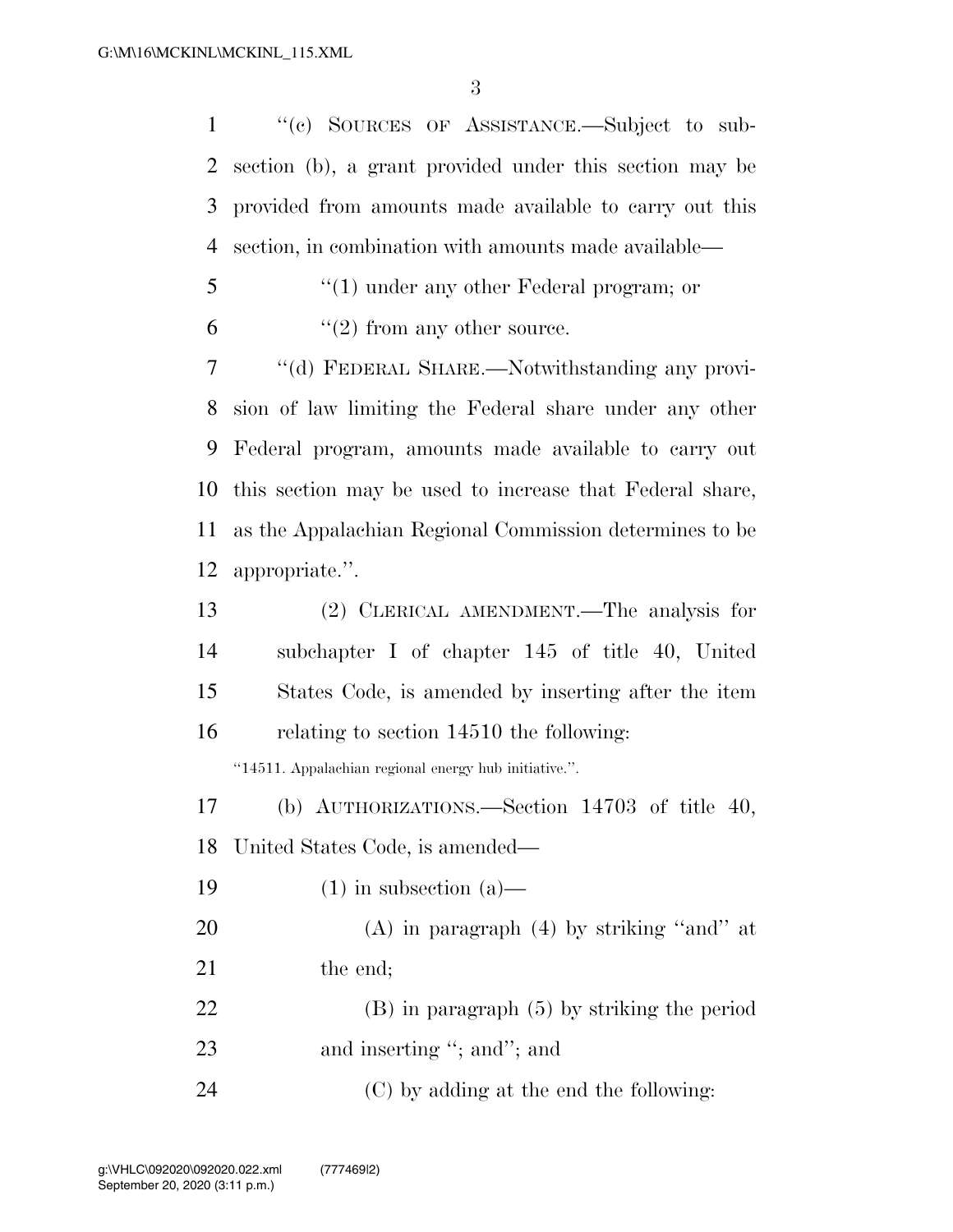"(c) SOURCES OF ASSISTANCE.—Subject to subsection (b), a grant provided under this section may be provided from amounts made available to carry out this section, in combination with amounts made available—

"(1) under any other Federal program; or

"(2) from any other source.

"(d) FEDERAL SHARE.—Notwithstanding any provision of law limiting the Federal share under any other Federal program, amounts made available to carry out this section may be used to increase that Federal share, as the Appalachian Regional Commission determines to be appropriate.".

(2) CLERICAL AMENDMENT.—The analysis for subchapter I of chapter 145 of title 40, United States Code, is amended by inserting after the item relating to section 14510 the following:

"14511. Appalachian regional energy hub initiative.".

(b) AUTHORIZATIONS.—Section 14703 of title 40, United States Code, is amended—

(1) in subsection (a)—

(A) in paragraph (4) by striking "and" at the end;

(B) in paragraph (5) by striking the period and inserting "; and"; and

(C) by adding at the end the following: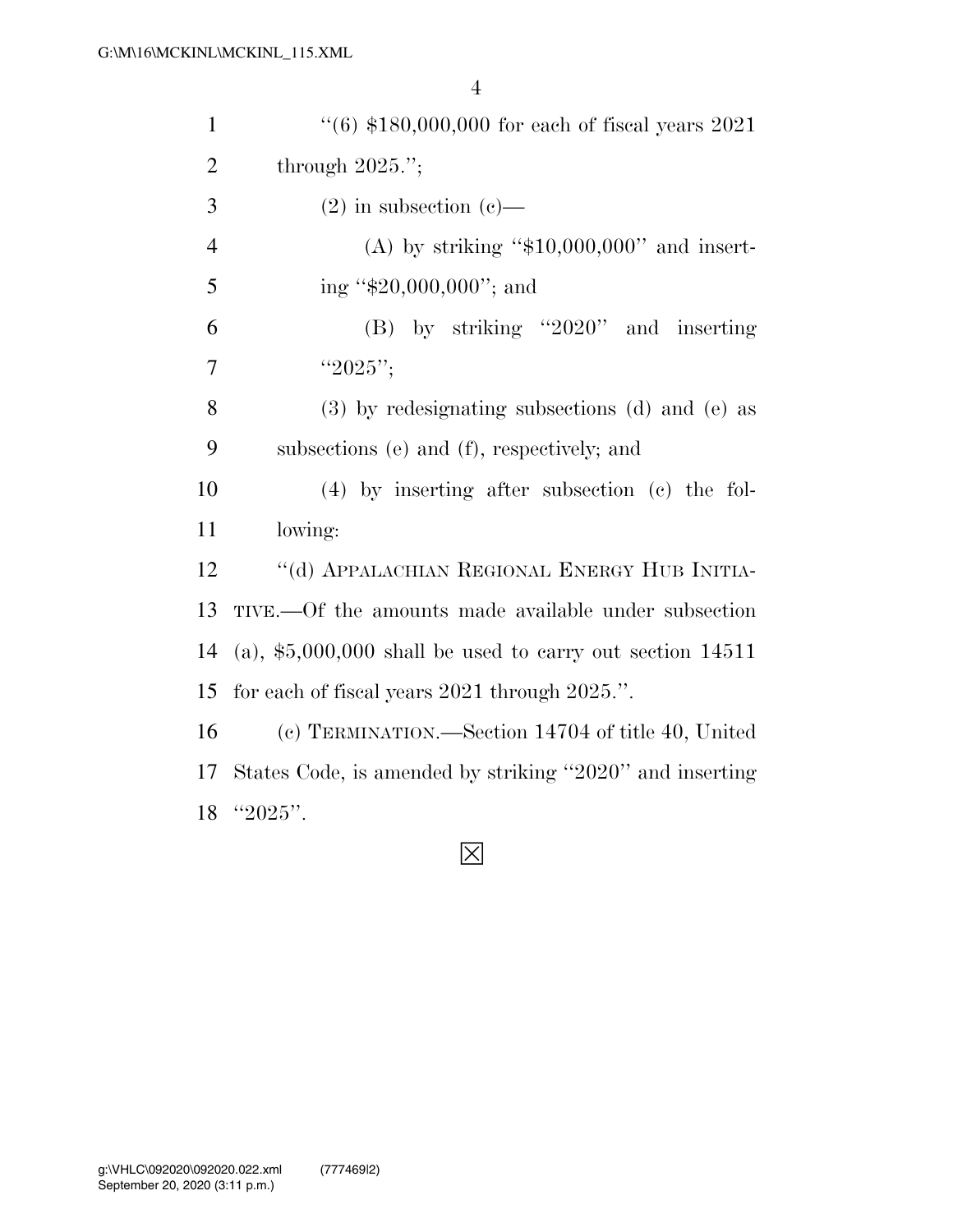''(6) $180,000,000 for each of fiscal years 2021 through 2025.'';

(2) in subsection (c)—

(A) by striking ''$10,000,000'' and inserting ''$20,000,000''; and

(B) by striking ''2020'' and inserting ''2025'';

(3) by redesignating subsections (d) and (e) as subsections (e) and (f), respectively; and

(4) by inserting after subsection (c) the following:

''(d) APPALACHIAN REGIONAL ENERGY HUB INITIATIVE.—Of the amounts made available under subsection (a), $5,000,000 shall be used to carry out section 14511 for each of fiscal years 2021 through 2025.''.

(c) TERMINATION.—Section 14704 of title 40, United States Code, is amended by striking ''2020'' and inserting ''2025''.

☒